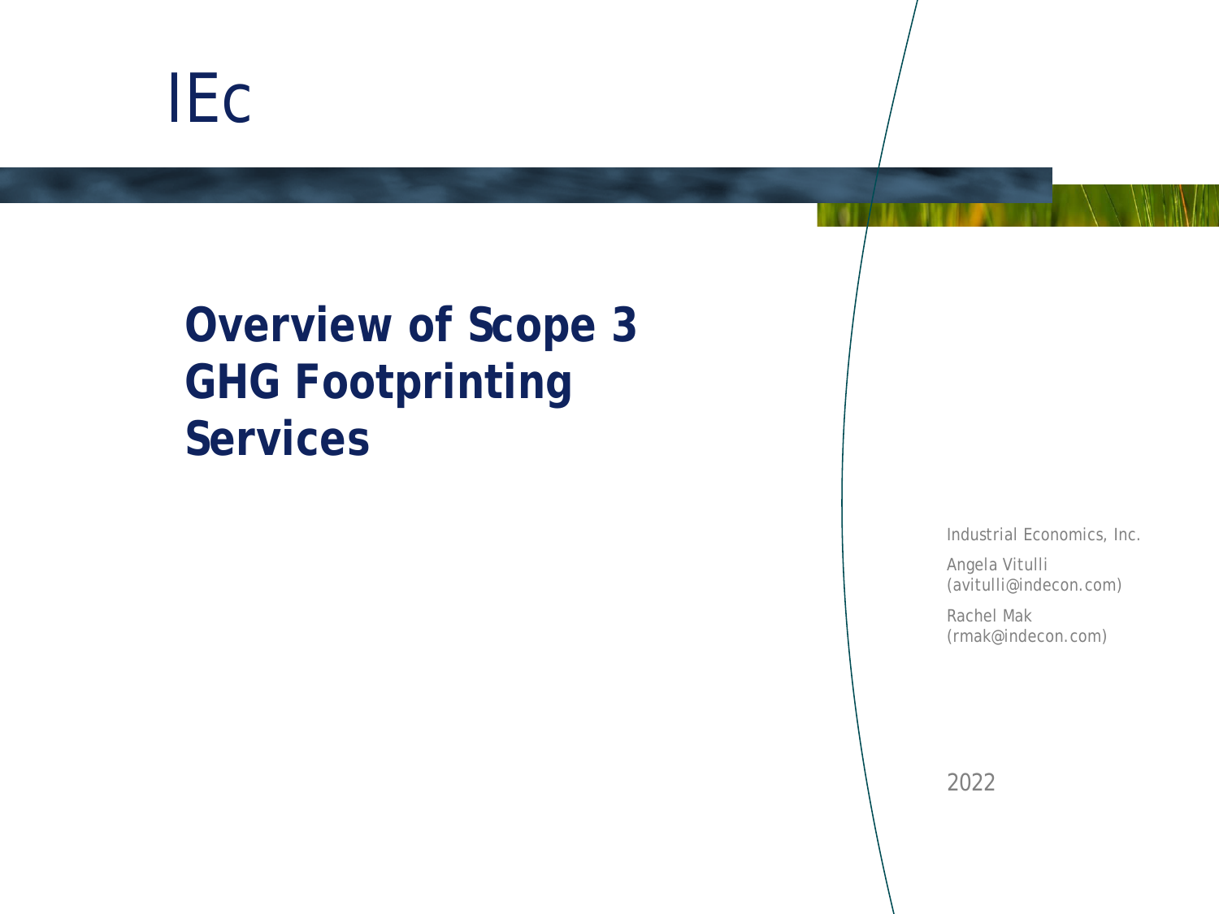IEc

# Overview of Scope 3 GHG Footprinting Services

Industrial Economics, Inc.

Angela Vitulli
(avitulli@indecon.com)

Rachel Mak
(rmak@indecon.com)

2022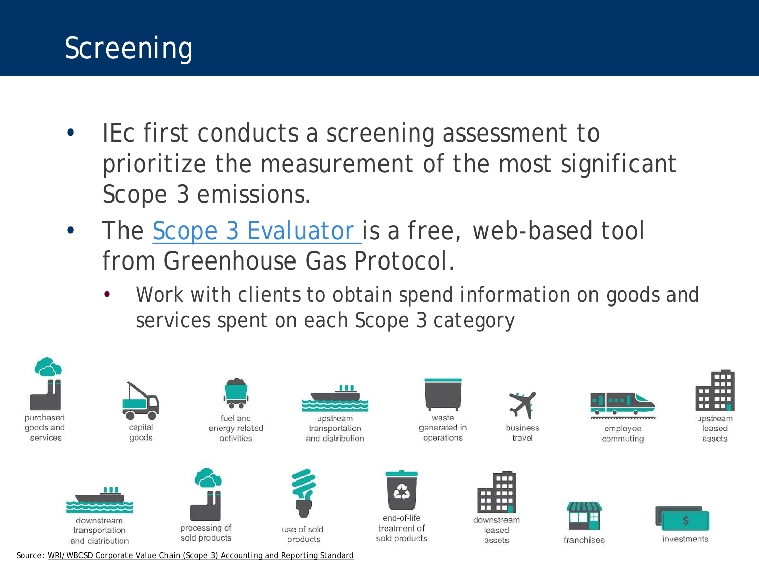# Screening

- IEc first conducts a screening assessment to prioritize the measurement of the most significant Scope 3 emissions.
- The Scope 3 Evaluator is a free, web-based tool from Greenhouse Gas Protocol.
  - Work with clients to obtain spend information on goods and services spent on each Scope 3 category

purchased goods and services

capital goods

fuel and energy related activities

upstream transportation and distribution

waste generated in operations

business travel

employee commuting

upstream leased assets

downstream transportation and distribution

processing of sold products

use of sold products

end-of-life treatment of sold products

downstream leased assets

franchises

investments

Source: WRI/WBCSD Corporate Value Chain (Scope 3) Accounting and Reporting Standard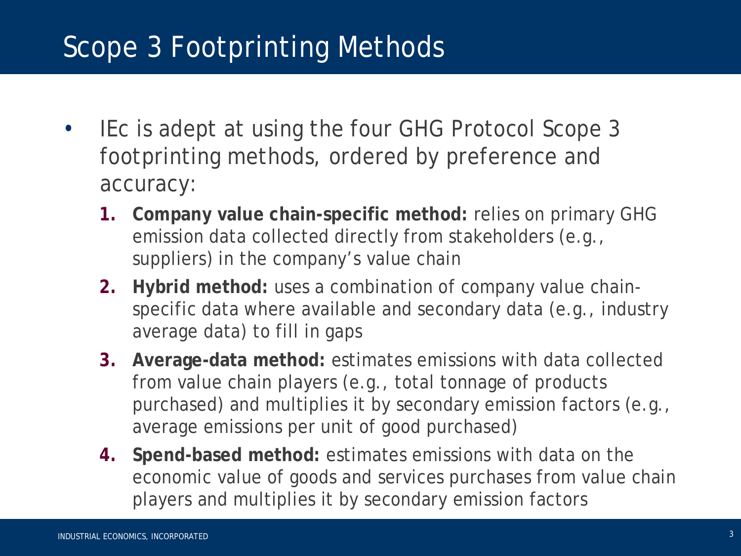# Scope 3 Footprinting Methods

- IEc is adept at using the four GHG Protocol Scope 3 footprinting methods, ordered by preference and accuracy:
  1. **Company value chain-specific method:** relies on primary GHG emission data collected directly from stakeholders (e.g., suppliers) in the company's value chain
  2. **Hybrid method:** uses a combination of company value chain-specific data where available and secondary data (e.g., industry average data) to fill in gaps
  3. **Average-data method:** estimates emissions with data collected from value chain players (e.g., total tonnage of products purchased) and multiplies it by secondary emission factors (e.g., average emissions per unit of good purchased)
  4. **Spend-based method:** estimates emissions with data on the economic value of goods and services purchases from value chain players and multiplies it by secondary emission factors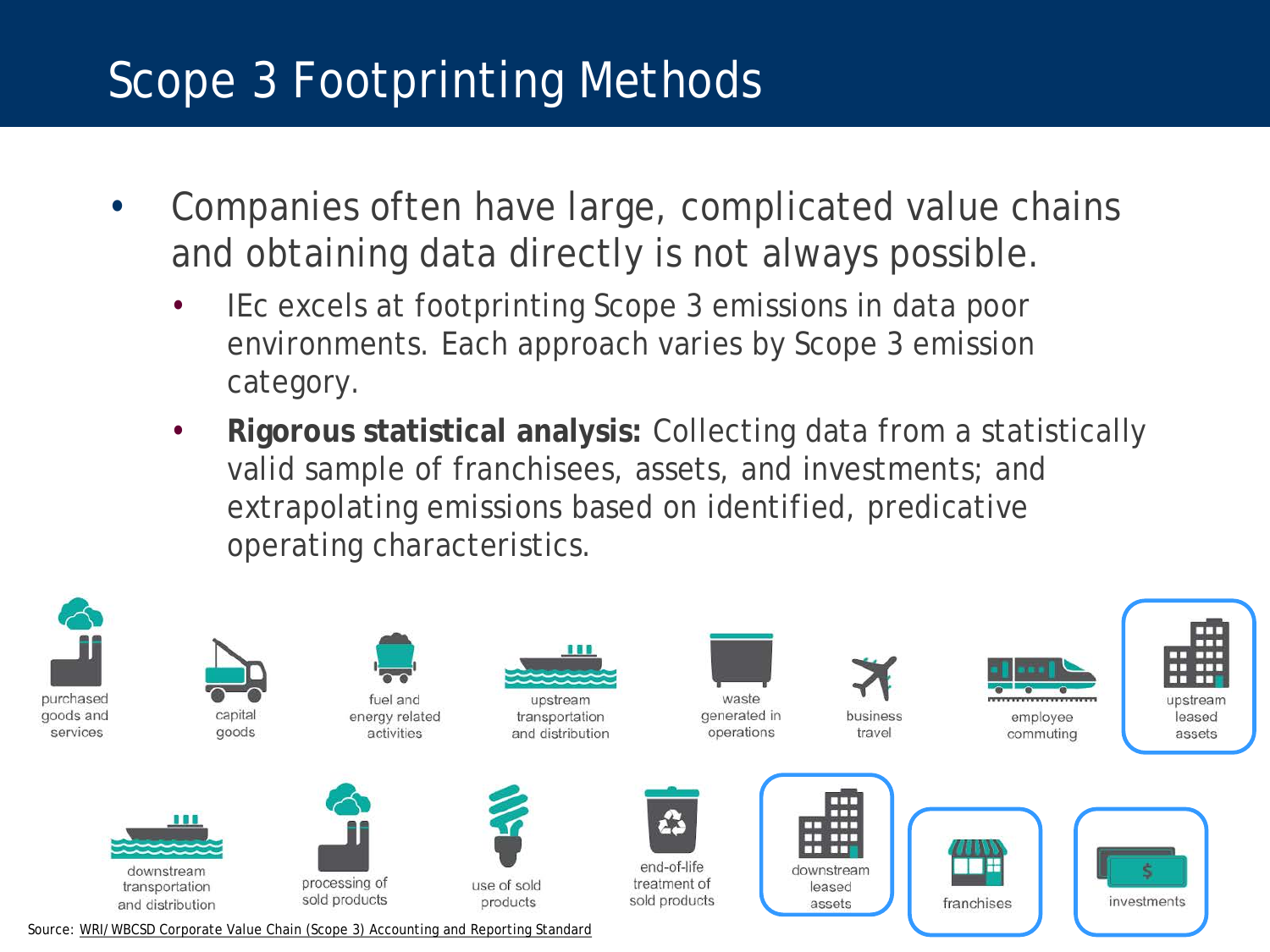# Scope 3 Footprinting Methods

- Companies often have large, complicated value chains and obtaining data directly is not always possible.
  - IEc excels at footprinting Scope 3 emissions in data poor environments. Each approach varies by Scope 3 emission category.
  - **Rigorous statistical analysis:** Collecting data from a statistically valid sample of franchisees, assets, and investments; and extrapolating emissions based on identified, predicative operating characteristics.

purchased goods and services

capital goods

fuel and energy related activities

upstream transportation and distribution

waste generated in operations

business travel

employee commuting

upstream leased assets

downstream transportation and distribution

processing of sold products

use of sold products

end-of-life treatment of sold products

downstream leased assets

franchises

investments

Source: WRI/WBCSD Corporate Value Chain (Scope 3) Accounting and Reporting Standard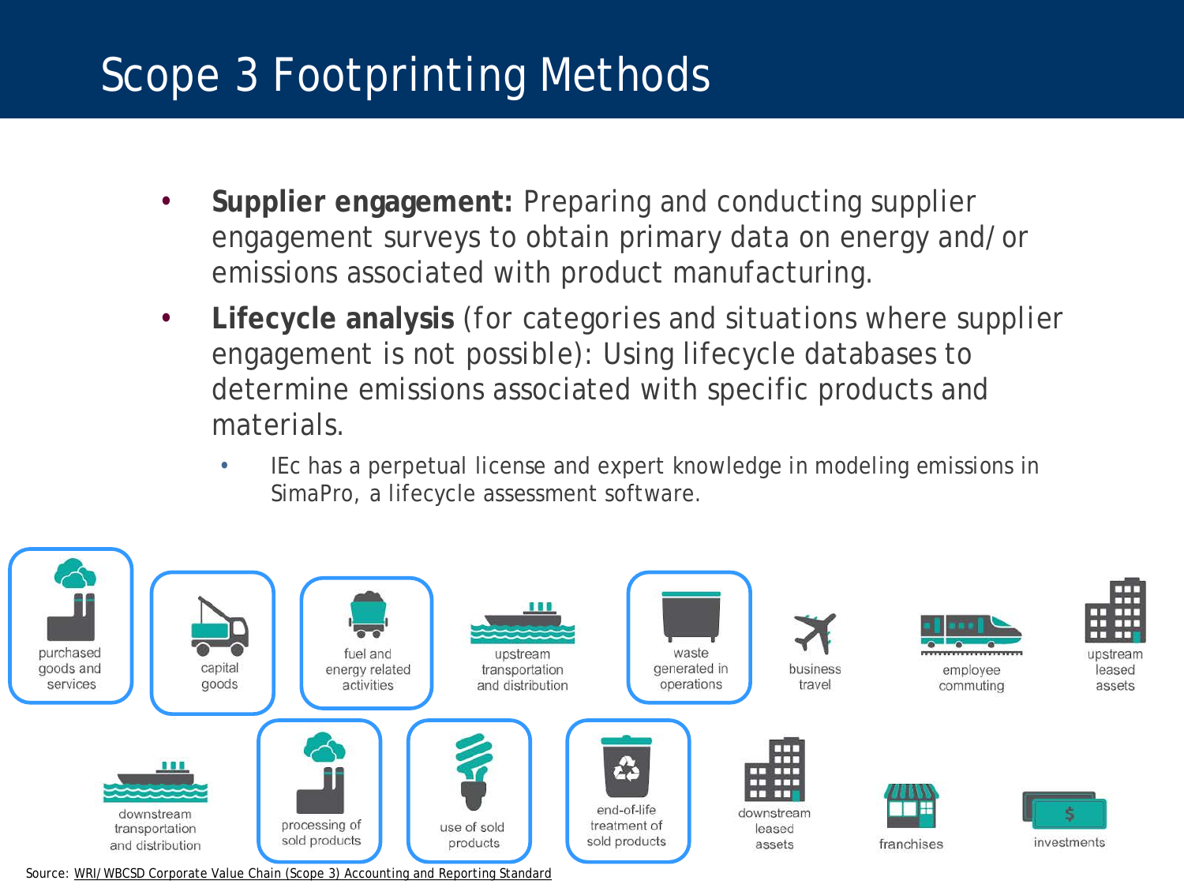# Scope 3 Footprinting Methods

- **Supplier engagement:** Preparing and conducting supplier engagement surveys to obtain primary data on energy and/or emissions associated with product manufacturing.
- **Lifecycle analysis** (for categories and situations where supplier engagement is not possible): Using lifecycle databases to determine emissions associated with specific products and materials.
  - IEc has a perpetual license and expert knowledge in modeling emissions in SimaPro, a lifecycle assessment software.

purchased goods and services | capital goods | fuel and energy related activities | upstream transportation and distribution | waste generated in operations | business travel | employee commuting | upstream leased assets

downstream transportation and distribution | processing of sold products | use of sold products | end-of-life treatment of sold products | downstream leased assets | franchises | investments

Source: WRI/WBCSD Corporate Value Chain (Scope 3) Accounting and Reporting Standard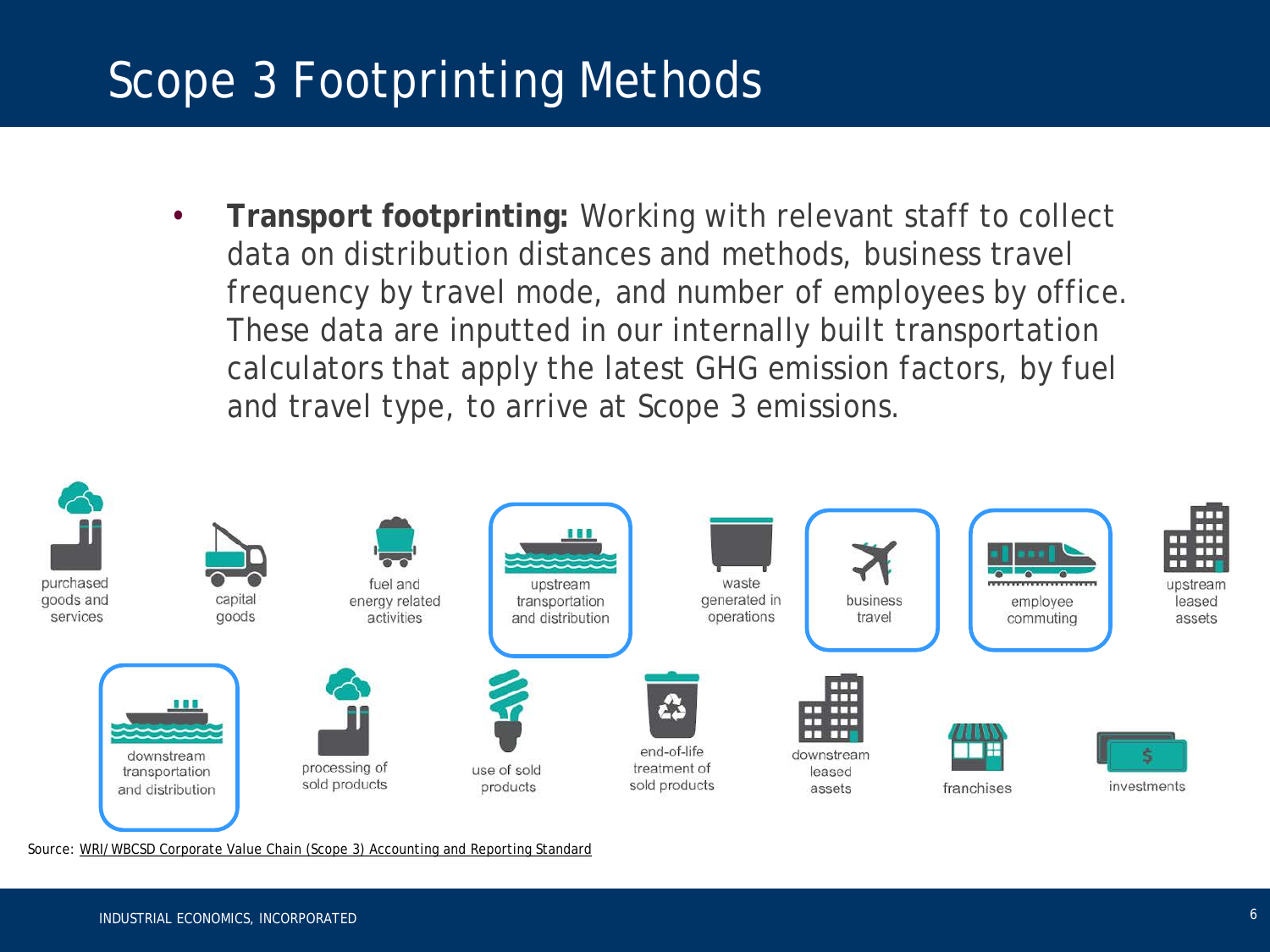# Scope 3 Footprinting Methods

- **Transport footprinting:** Working with relevant staff to collect data on distribution distances and methods, business travel frequency by travel mode, and number of employees by office. These data are inputted in our internally built transportation calculators that apply the latest GHG emission factors, by fuel and travel type, to arrive at Scope 3 emissions.

purchased goods and services

capital goods

fuel and energy related activities

upstream transportation and distribution

waste generated in operations

business travel

employee commuting

upstream leased assets

downstream transportation and distribution

processing of sold products

use of sold products

end-of-life treatment of sold products

downstream leased assets

franchises

investments

Source: WRI/WBCSD Corporate Value Chain (Scope 3) Accounting and Reporting Standard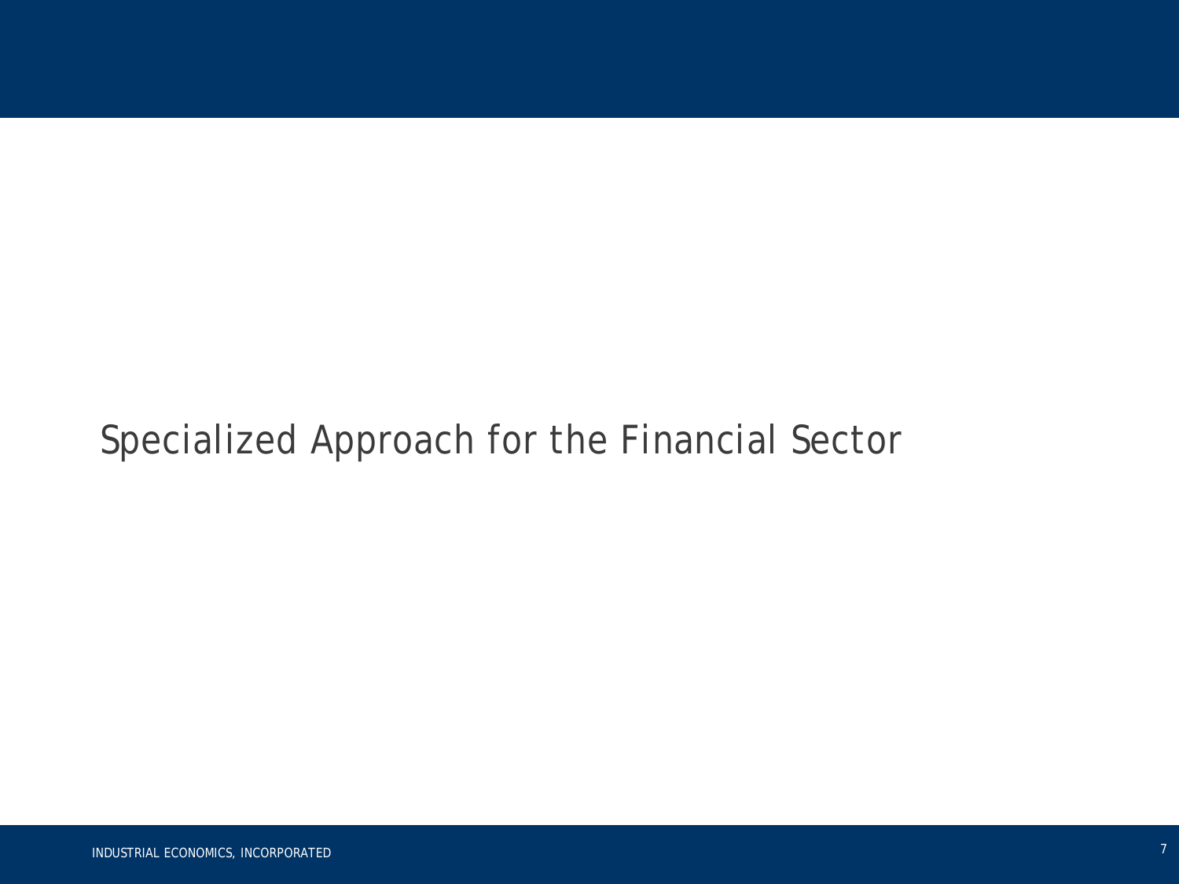# Specialized Approach for the Financial Sector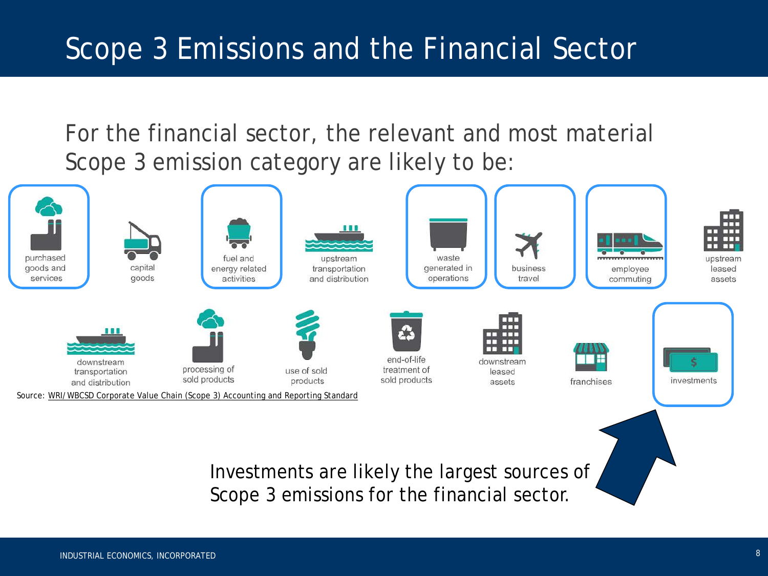# Scope 3 Emissions and the Financial Sector

For the financial sector, the relevant and most material Scope 3 emission category are likely to be:

- purchased goods and services
- capital goods
- fuel and energy related activities
- upstream transportation and distribution
- waste generated in operations
- business travel
- employee commuting
- upstream leased assets
- downstream transportation and distribution
- processing of sold products
- use of sold products
- end-of-life treatment of sold products
- downstream leased assets
- franchises
- investments

Source: WRI/WBCSD Corporate Value Chain (Scope 3) Accounting and Reporting Standard

Investments are likely the largest sources of Scope 3 emissions for the financial sector.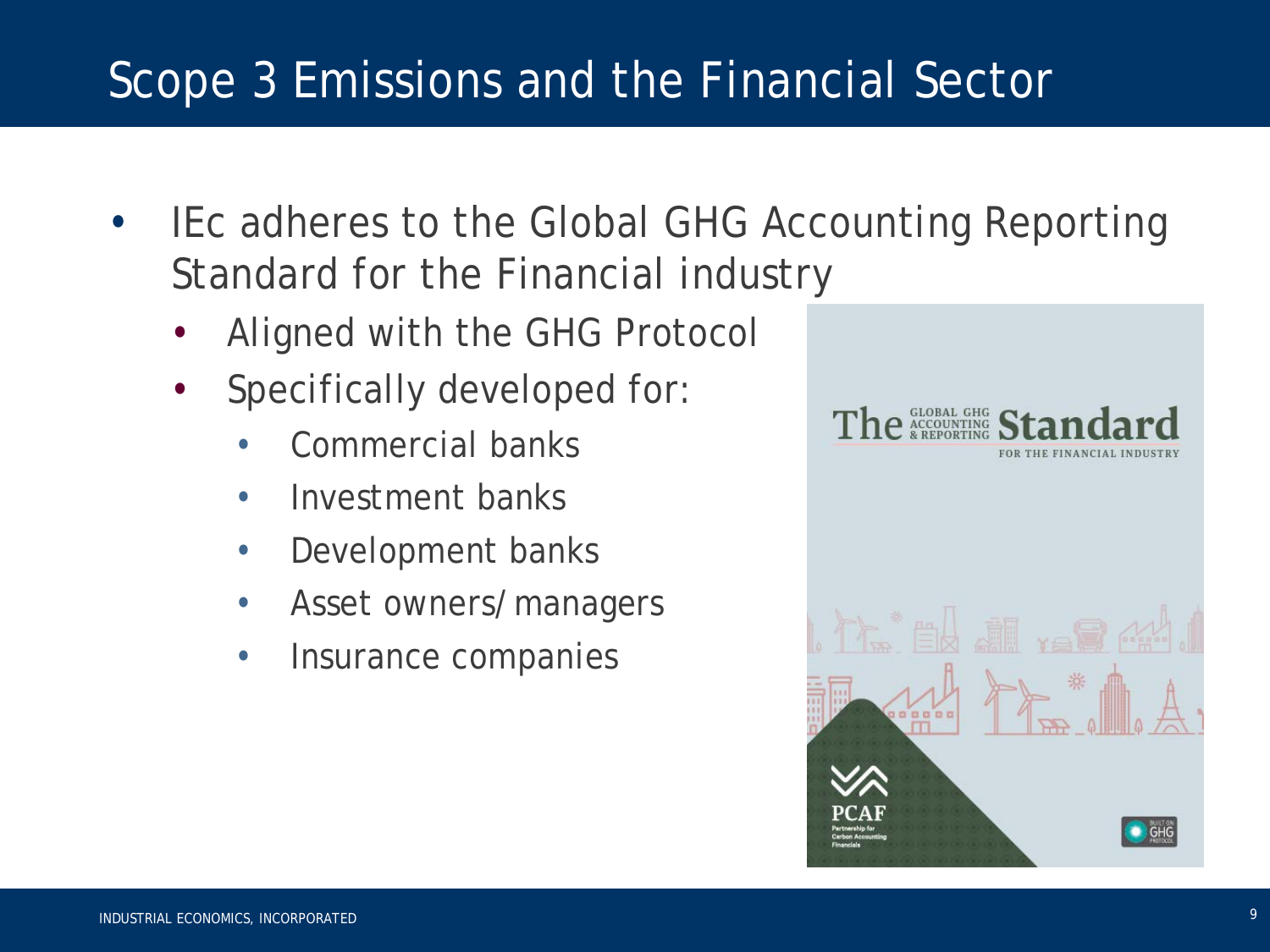# Scope 3 Emissions and the Financial Sector

- IEc adheres to the Global GHG Accounting Reporting Standard for the Financial industry
  - Aligned with the GHG Protocol
  - Specifically developed for:
    - Commercial banks
    - Investment banks
    - Development banks
    - Asset owners/managers
    - Insurance companies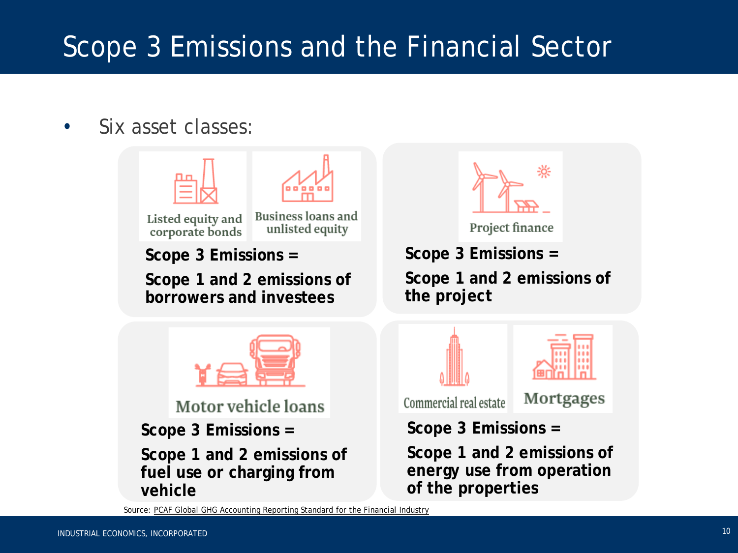# Scope 3 Emissions and the Financial Sector

- Six asset classes:

**Listed equity and corporate bonds** / **Business loans and unlisted equity**

**Scope 3 Emissions =**

**Scope 1 and 2 emissions of borrowers and investees**

**Project finance**

**Scope 3 Emissions =**

**Scope 1 and 2 emissions of the project**

**Motor vehicle loans**

**Scope 3 Emissions =**

**Scope 1 and 2 emissions of fuel use or charging from vehicle**

**Commercial real estate** / **Mortgages**

**Scope 3 Emissions =**

**Scope 1 and 2 emissions of energy use from operation of the properties**

Source: PCAF Global GHG Accounting Reporting Standard for the Financial Industry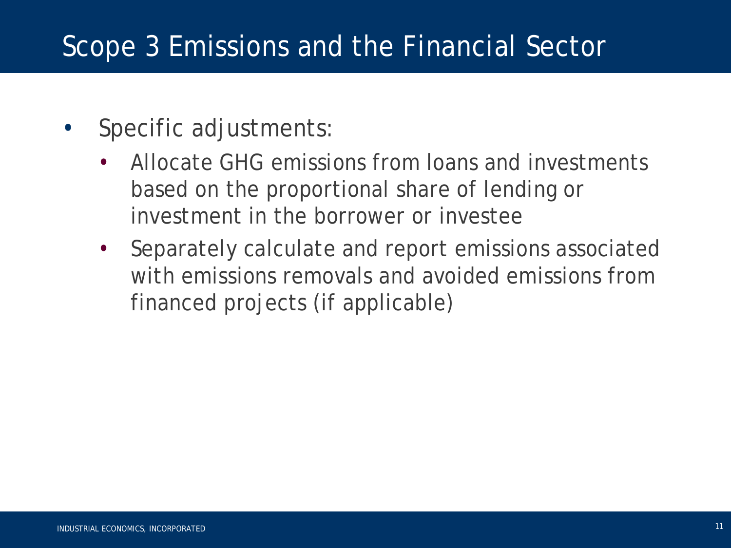# Scope 3 Emissions and the Financial Sector

- Specific adjustments:
  - Allocate GHG emissions from loans and investments based on the proportional share of lending or investment in the borrower or investee
  - Separately calculate and report emissions associated with emissions removals and avoided emissions from financed projects (if applicable)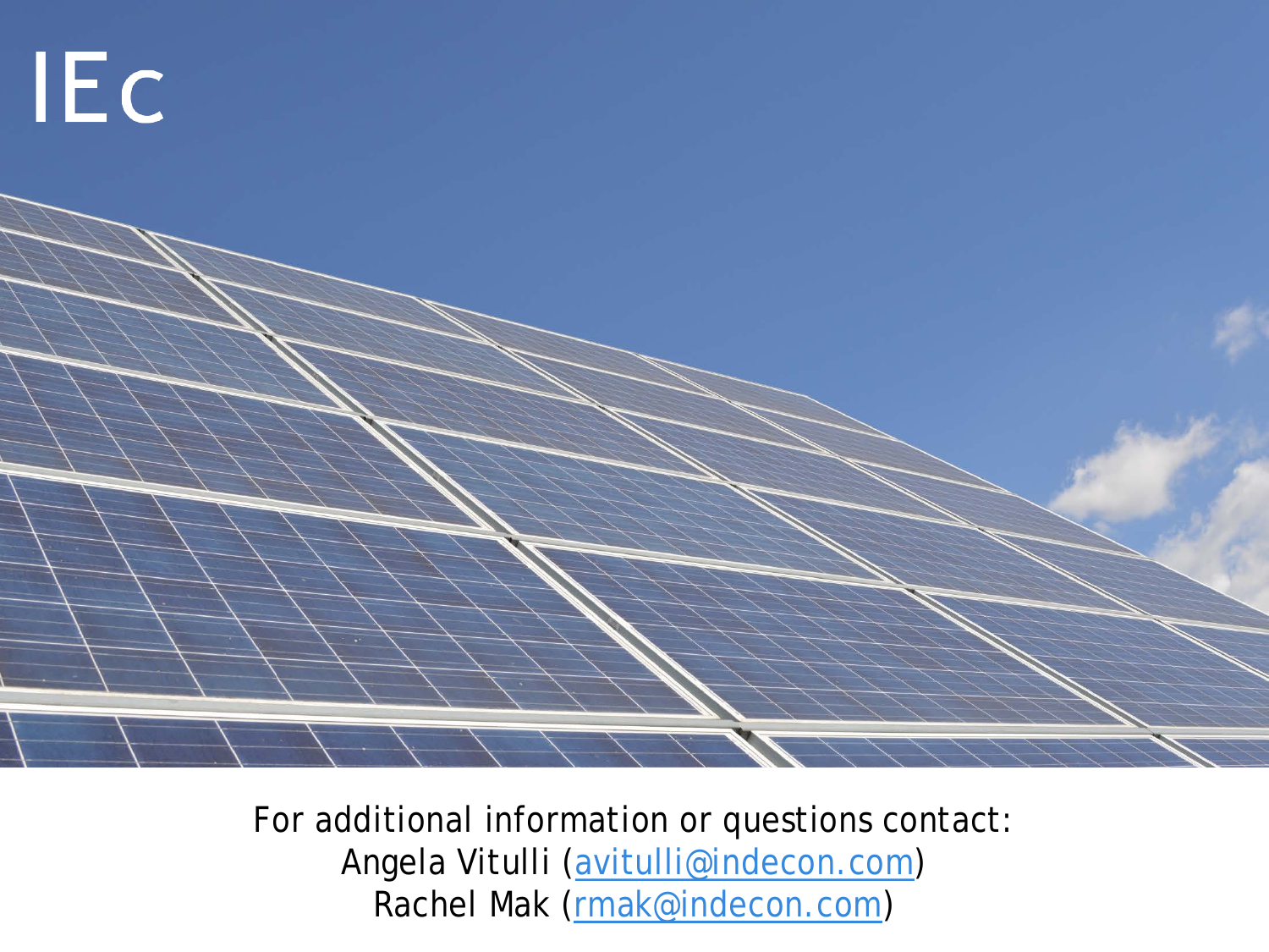IEc

For additional information or questions contact:
Angela Vitulli (avitulli@indecon.com)
Rachel Mak (rmak@indecon.com)